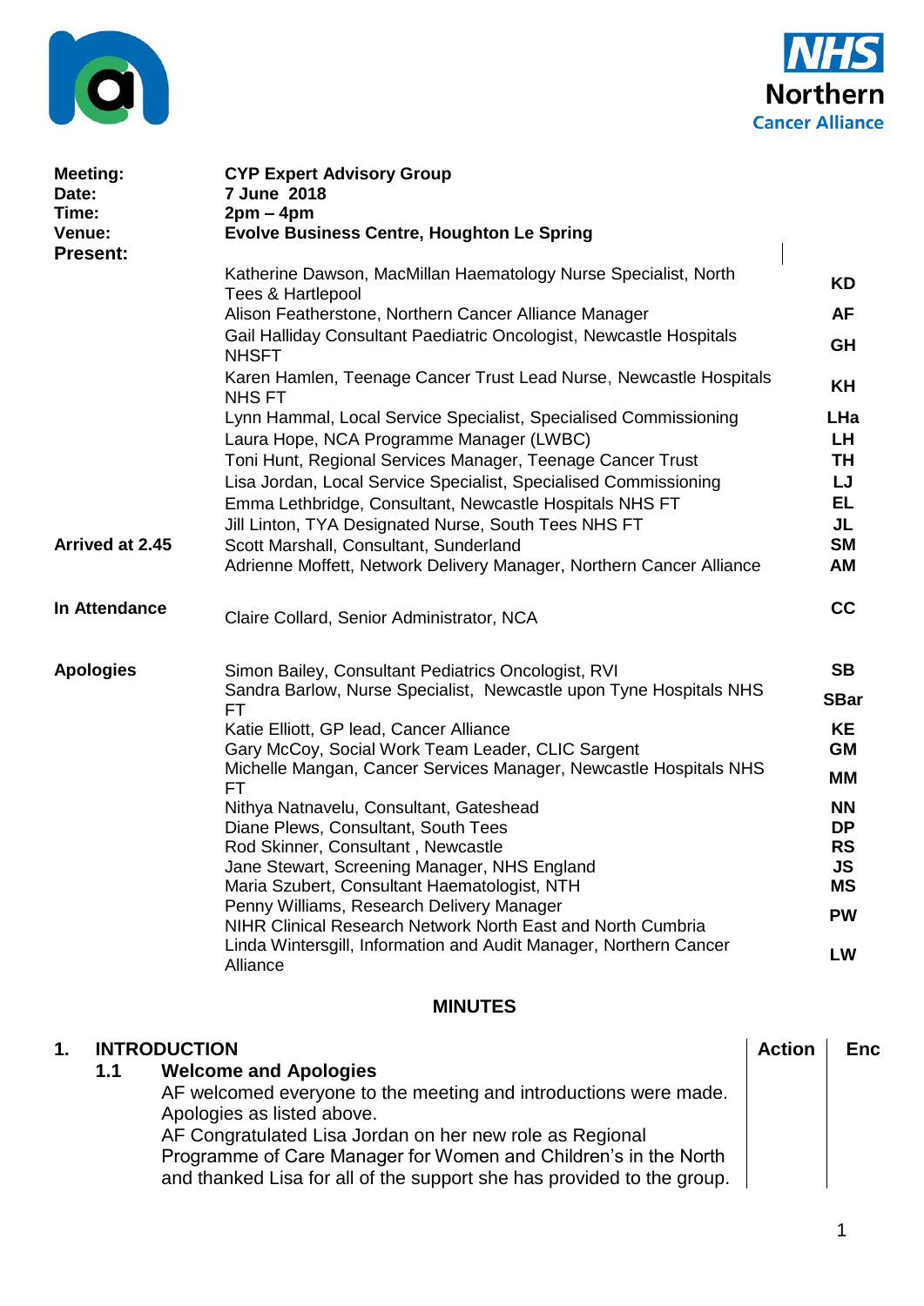| | | |
|---|---|---|
| **Meeting:** | **CYP Expert Advisory Group** | |
| **Date:** | **7 June 2018** | |
| **Time:** | **2pm – 4pm** | |
| **Venue:** | **Evolve Business Centre, Houghton Le Spring** | |
| **Present:** | | |
| | Katherine Dawson, MacMillan Haematology Nurse Specialist, North Tees & Hartlepool | **KD** |
| | Alison Featherstone, Northern Cancer Alliance Manager | **AF** |
| | Gail Halliday Consultant Paediatric Oncologist, Newcastle Hospitals NHSFT | **GH** |
| | Karen Hamlen, Teenage Cancer Trust Lead Nurse, Newcastle Hospitals NHS FT | **KH** |
| | Lynn Hammal, Local Service Specialist, Specialised Commissioning | **LHa** |
| | Laura Hope, NCA Programme Manager (LWBC) | **LH** |
| | Toni Hunt, Regional Services Manager, Teenage Cancer Trust | **TH** |
| | Lisa Jordan, Local Service Specialist, Specialised Commissioning | **LJ** |
| | Emma Lethbridge, Consultant, Newcastle Hospitals NHS FT | **EL** |
| | Jill Linton, TYA Designated Nurse, South Tees NHS FT | **JL** |
| **Arrived at 2.45** | Scott Marshall, Consultant, Sunderland | **SM** |
| | Adrienne Moffett, Network Delivery Manager, Northern Cancer Alliance | **AM** |
| **In Attendance** | Claire Collard, Senior Administrator, NCA | **CC** |
| **Apologies** | Simon Bailey, Consultant Pediatrics Oncologist, RVI | **SB** |
| | Sandra Barlow, Nurse Specialist, Newcastle upon Tyne Hospitals NHS FT | **SBar** |
| | Katie Elliott, GP lead, Cancer Alliance | **KE** |
| | Gary McCoy, Social Work Team Leader, CLIC Sargent | **GM** |
| | Michelle Mangan, Cancer Services Manager, Newcastle Hospitals NHS FT | **MM** |
| | Nithya Natnavelu, Consultant, Gateshead | **NN** |
| | Diane Plews, Consultant, South Tees | **DP** |
| | Rod Skinner, Consultant , Newcastle | **RS** |
| | Jane Stewart, Screening Manager, NHS England | **JS** |
| | Maria Szubert, Consultant Haematologist, NTH | **MS** |
| | Penny Williams, Research Delivery Manager NIHR Clinical Research Network North East and North Cumbria | **PW** |
| | Linda Wintersgill, Information and Audit Manager, Northern Cancer Alliance | **LW** |

## MINUTES

| | Action | Enc |
|---|---|---|
| **1. INTRODUCTION** | | |
| **1.1 Welcome and Apologies**<br>AF welcomed everyone to the meeting and introductions were made. Apologies as listed above.<br>AF Congratulated Lisa Jordan on her new role as Regional Programme of Care Manager for Women and Children's in the North and thanked Lisa for all of the support she has provided to the group. | | |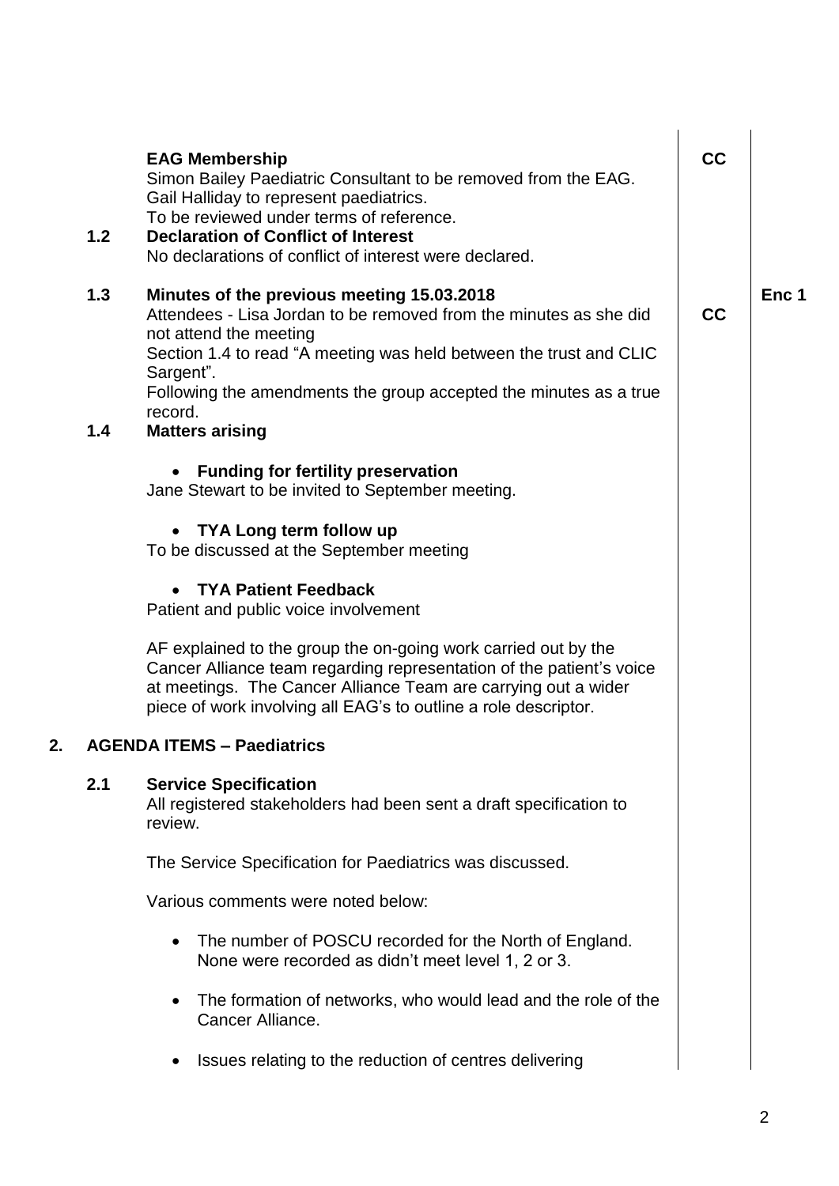| | | | Action | |
|---|---|---|---|---|
| | | **EAG Membership**<br>Simon Bailey Paediatric Consultant to be removed from the EAG.<br>Gail Halliday to represent paediatrics.<br>To be reviewed under terms of reference. | **CC** | |
| | **1.2** | **Declaration of Conflict of Interest**<br>No declarations of conflict of interest were declared. | | |
| | **1.3** | **Minutes of the previous meeting 15.03.2018**<br>Attendees - Lisa Jordan to be removed from the minutes as she did not attend the meeting<br>Section 1.4 to read "A meeting was held between the trust and CLIC Sargent".<br>Following the amendments the group accepted the minutes as a true record. | **CC** | **Enc 1** |
| | **1.4** | **Matters arising**<br><br>• **Funding for fertility preservation**<br>Jane Stewart to be invited to September meeting.<br><br>• **TYA Long term follow up**<br>To be discussed at the September meeting<br><br>• **TYA Patient Feedback**<br>Patient and public voice involvement<br><br>AF explained to the group the on-going work carried out by the Cancer Alliance team regarding representation of the patient's voice at meetings. The Cancer Alliance Team are carrying out a wider piece of work involving all EAG's to outline a role descriptor. | | |
| **2.** | | **AGENDA ITEMS – Paediatrics** | | |
| | **2.1** | **Service Specification**<br>All registered stakeholders had been sent a draft specification to review.<br><br>The Service Specification for Paediatrics was discussed.<br><br>Various comments were noted below:<br><br>• The number of POSCU recorded for the North of England. None were recorded as didn't meet level 1, 2 or 3.<br><br>• The formation of networks, who would lead and the role of the Cancer Alliance.<br><br>• Issues relating to the reduction of centres delivering | | |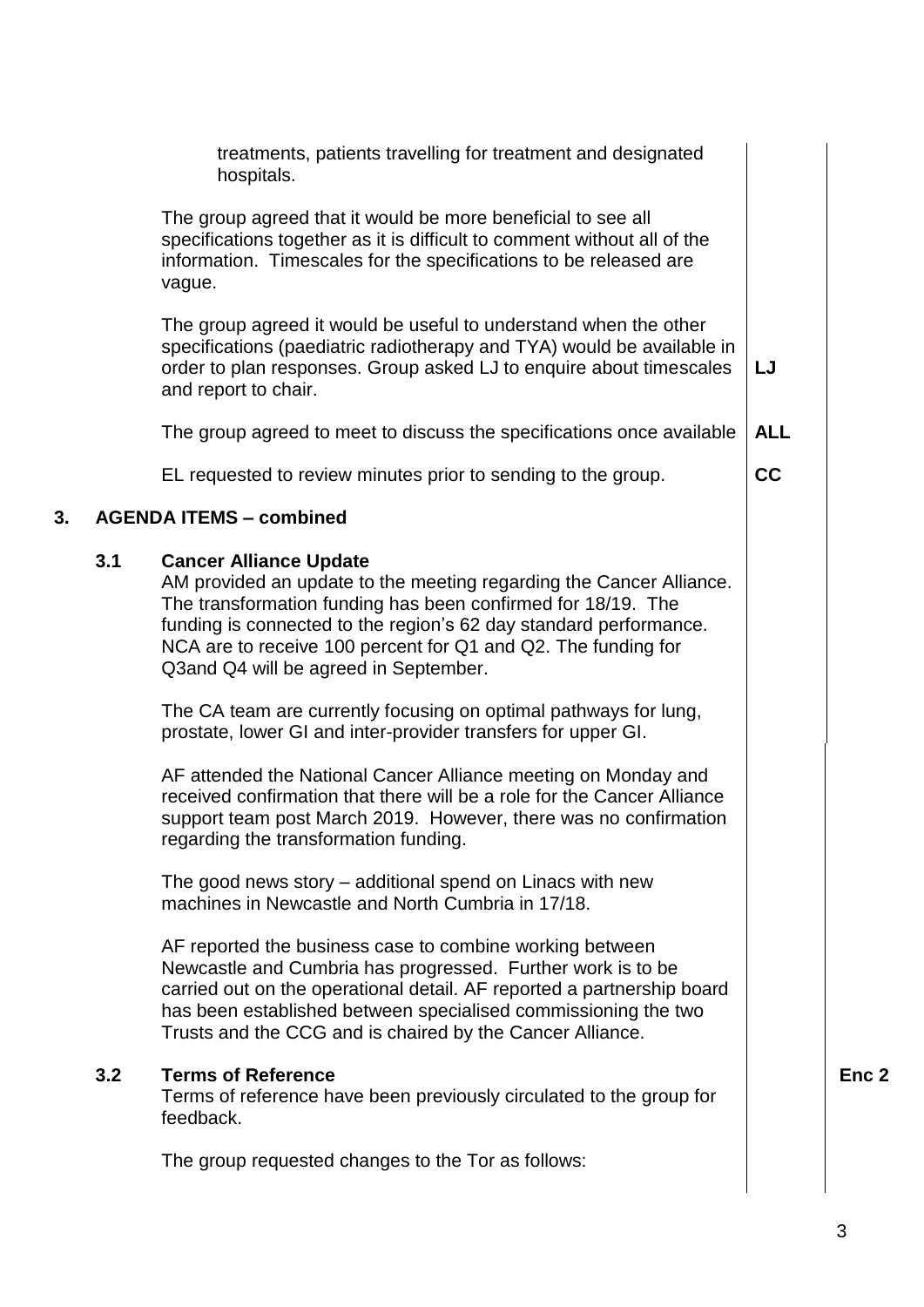treatments, patients travelling for treatment and designated hospitals.

The group agreed that it would be more beneficial to see all specifications together as it is difficult to comment without all of the information. Timescales for the specifications to be released are vague.

The group agreed it would be useful to understand when the other specifications (paediatric radiotherapy and TYA) would be available in order to plan responses. Group asked LJ to enquire about timescales and report to chair. **LJ**

The group agreed to meet to discuss the specifications once available **ALL**

EL requested to review minutes prior to sending to the group. **CC**

## 3. AGENDA ITEMS – combined

### 3.1 Cancer Alliance Update

AM provided an update to the meeting regarding the Cancer Alliance. The transformation funding has been confirmed for 18/19. The funding is connected to the region's 62 day standard performance. NCA are to receive 100 percent for Q1 and Q2. The funding for Q3and Q4 will be agreed in September.

The CA team are currently focusing on optimal pathways for lung, prostate, lower GI and inter-provider transfers for upper GI.

AF attended the National Cancer Alliance meeting on Monday and received confirmation that there will be a role for the Cancer Alliance support team post March 2019. However, there was no confirmation regarding the transformation funding.

The good news story – additional spend on Linacs with new machines in Newcastle and North Cumbria in 17/18.

AF reported the business case to combine working between Newcastle and Cumbria has progressed. Further work is to be carried out on the operational detail. AF reported a partnership board has been established between specialised commissioning the two Trusts and the CCG and is chaired by the Cancer Alliance.

### 3.2 Terms of Reference

**Enc 2**

Terms of reference have been previously circulated to the group for feedback.

The group requested changes to the Tor as follows: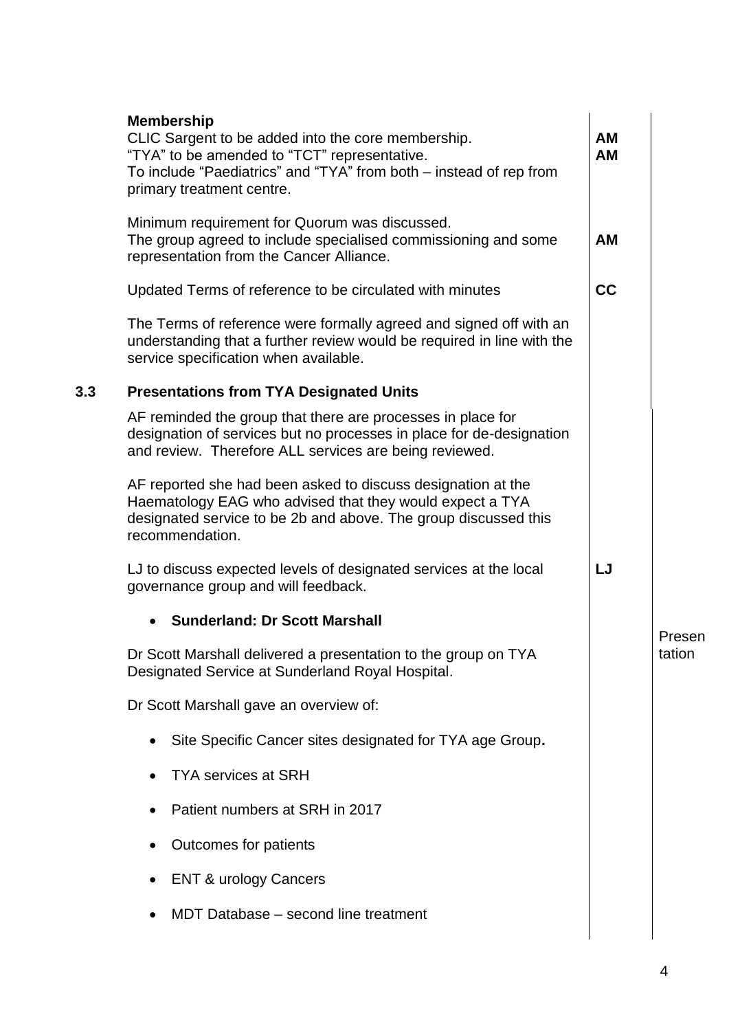| | | | |
|---|---|---|---|
| | **Membership**<br>CLIC Sargent to be added into the core membership.<br>"TYA" to be amended to "TCT" representative.<br>To include "Paediatrics" and "TYA" from both – instead of rep from primary treatment centre. | **AM**<br>**AM** | |
| | Minimum requirement for Quorum was discussed.<br>The group agreed to include specialised commissioning and some representation from the Cancer Alliance. | **AM** | |
| | Updated Terms of reference to be circulated with minutes | **CC** | |
| | The Terms of reference were formally agreed and signed off with an understanding that a further review would be required in line with the service specification when available. | | |
| **3.3** | **Presentations from TYA Designated Units** | | |
| | AF reminded the group that there are processes in place for designation of services but no processes in place for de-designation and review. Therefore ALL services are being reviewed. | | |
| | AF reported she had been asked to discuss designation at the Haematology EAG who advised that they would expect a TYA designated service to be 2b and above. The group discussed this recommendation. | | |
| | LJ to discuss expected levels of designated services at the local governance group and will feedback. | **LJ** | |
| | • **Sunderland: Dr Scott Marshall** | | Presentation |
| | Dr Scott Marshall delivered a presentation to the group on TYA Designated Service at Sunderland Royal Hospital. | | |
| | Dr Scott Marshall gave an overview of:<br>• Site Specific Cancer sites designated for TYA age Group.<br>• TYA services at SRH<br>• Patient numbers at SRH in 2017<br>• Outcomes for patients<br>• ENT & urology Cancers<br>• MDT Database – second line treatment | | |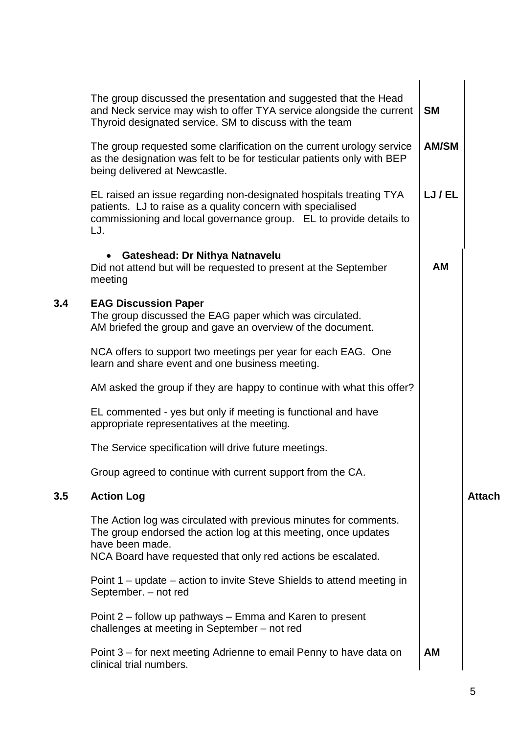| | | Action | |
|---|---|---|---|
| | The group discussed the presentation and suggested that the Head and Neck service may wish to offer TYA service alongside the current Thyroid designated service. SM to discuss with the team | **SM** | |
| | The group requested some clarification on the current urology service as the designation was felt to be for testicular patients only with BEP being delivered at Newcastle. | **AM/SM** | |
| | EL raised an issue regarding non-designated hospitals treating TYA patients. LJ to raise as a quality concern with specialised commissioning and local governance group. EL to provide details to LJ. | **LJ / EL** | |
| | • **Gateshead: Dr Nithya Natnavelu**<br>Did not attend but will be requested to present at the September meeting | **AM** | |
| **3.4** | **EAG Discussion Paper**<br>The group discussed the EAG paper which was circulated.<br>AM briefed the group and gave an overview of the document.<br><br>NCA offers to support two meetings per year for each EAG. One learn and share event and one business meeting.<br><br>AM asked the group if they are happy to continue with what this offer?<br><br>EL commented - yes but only if meeting is functional and have appropriate representatives at the meeting.<br><br>The Service specification will drive future meetings.<br><br>Group agreed to continue with current support from the CA. | | |
| **3.5** | **Action Log**<br><br>The Action log was circulated with previous minutes for comments. The group endorsed the action log at this meeting, once updates have been made.<br>NCA Board have requested that only red actions be escalated.<br><br>Point 1 – update – action to invite Steve Shields to attend meeting in September. – not red<br><br>Point 2 – follow up pathways – Emma and Karen to present challenges at meeting in September – not red | | **Attach** |
| | Point 3 – for next meeting Adrienne to email Penny to have data on clinical trial numbers. | **AM** | |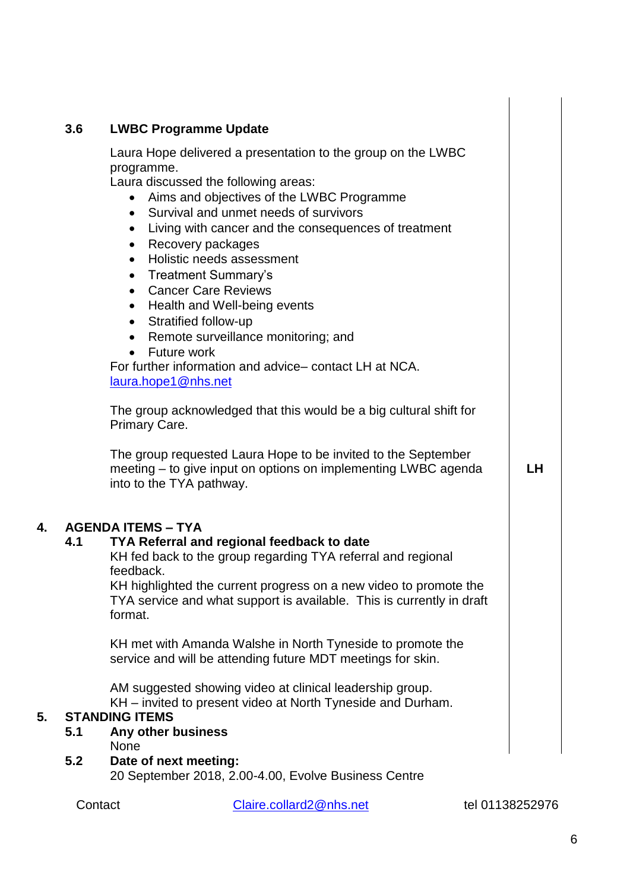### 3.6 LWBC Programme Update

Laura Hope delivered a presentation to the group on the LWBC programme.
Laura discussed the following areas:

- Aims and objectives of the LWBC Programme
- Survival and unmet needs of survivors
- Living with cancer and the consequences of treatment
- Recovery packages
- Holistic needs assessment
- Treatment Summary's
- Cancer Care Reviews
- Health and Well-being events
- Stratified follow-up
- Remote surveillance monitoring; and
- Future work

For further information and advice– contact LH at NCA.
laura.hope1@nhs.net

The group acknowledged that this would be a big cultural shift for Primary Care.

The group requested Laura Hope to be invited to the September meeting – to give input on options on implementing LWBC agenda into to the TYA pathway. **LH**

## 4. AGENDA ITEMS – TYA

### 4.1 TYA Referral and regional feedback to date

KH fed back to the group regarding TYA referral and regional feedback.
KH highlighted the current progress on a new video to promote the TYA service and what support is available. This is currently in draft format.

KH met with Amanda Walshe in North Tyneside to promote the service and will be attending future MDT meetings for skin.

AM suggested showing video at clinical leadership group.
KH – invited to present video at North Tyneside and Durham.

## 5. STANDING ITEMS

### 5.1 Any other business

None

### 5.2 Date of next meeting:

20 September 2018, 2.00-4.00, Evolve Business Centre

Contact Claire.collard2@nhs.net tel 01138252976